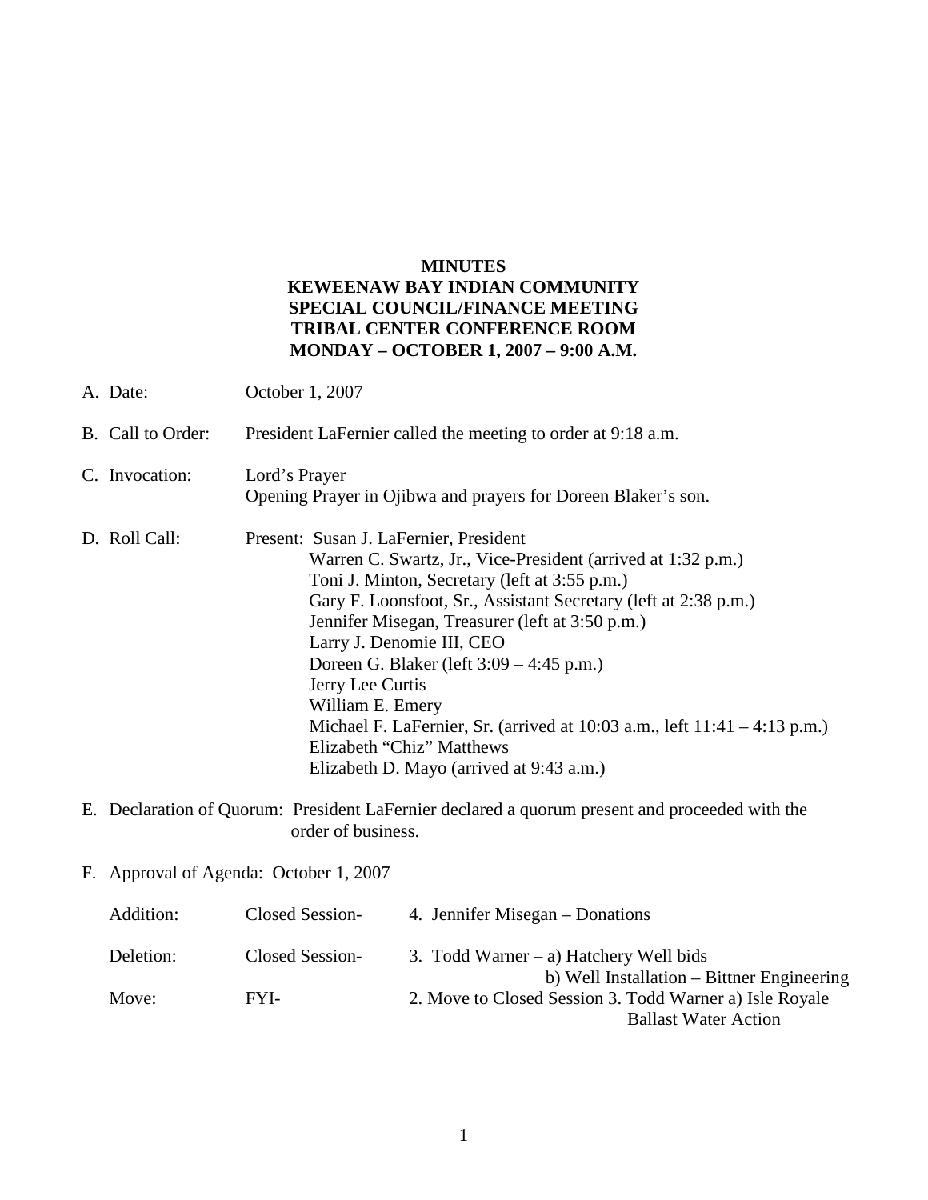**MINUTES**
**KEWEENAW BAY INDIAN COMMUNITY**
**SPECIAL COUNCIL/FINANCE MEETING**
**TRIBAL CENTER CONFERENCE ROOM**
**MONDAY – OCTOBER 1, 2007 – 9:00 A.M.**

A. Date: October 1, 2007

B. Call to Order: President LaFernier called the meeting to order at 9:18 a.m.

C. Invocation: Lord's Prayer
Opening Prayer in Ojibwa and prayers for Doreen Blaker's son.

D. Roll Call: Present: Susan J. LaFernier, President
Warren C. Swartz, Jr., Vice-President (arrived at 1:32 p.m.)
Toni J. Minton, Secretary (left at 3:55 p.m.)
Gary F. Loonsfoot, Sr., Assistant Secretary (left at 2:38 p.m.)
Jennifer Misegan, Treasurer (left at 3:50 p.m.)
Larry J. Denomie III, CEO
Doreen G. Blaker (left 3:09 – 4:45 p.m.)
Jerry Lee Curtis
William E. Emery
Michael F. LaFernier, Sr. (arrived at 10:03 a.m., left 11:41 – 4:13 p.m.)
Elizabeth "Chiz" Matthews
Elizabeth D. Mayo (arrived at 9:43 a.m.)

E. Declaration of Quorum: President LaFernier declared a quorum present and proceeded with the order of business.

F. Approval of Agenda: October 1, 2007

| | | |
|---|---|---|
| Addition: | Closed Session- | 4. Jennifer Misegan – Donations |
| Deletion: | Closed Session- | 3. Todd Warner – a) Hatchery Well bids<br>b) Well Installation – Bittner Engineering |
| Move: | FYI- | 2. Move to Closed Session 3. Todd Warner a) Isle Royale Ballast Water Action |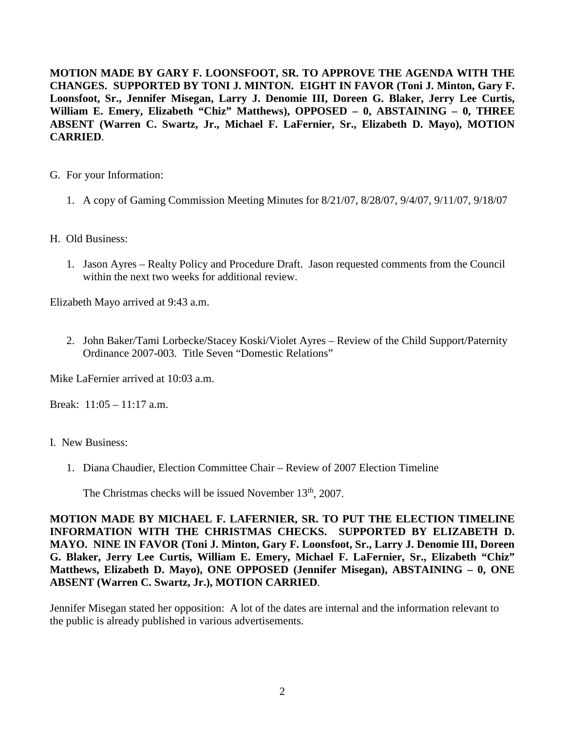**MOTION MADE BY GARY F. LOONSFOOT, SR. TO APPROVE THE AGENDA WITH THE CHANGES. SUPPORTED BY TONI J. MINTON. EIGHT IN FAVOR (Toni J. Minton, Gary F. Loonsfoot, Sr., Jennifer Misegan, Larry J. Denomie III, Doreen G. Blaker, Jerry Lee Curtis, William E. Emery, Elizabeth "Chiz" Matthews), OPPOSED – 0, ABSTAINING – 0, THREE ABSENT (Warren C. Swartz, Jr., Michael F. LaFernier, Sr., Elizabeth D. Mayo), MOTION CARRIED**.

G. For your Information:

1. A copy of Gaming Commission Meeting Minutes for 8/21/07, 8/28/07, 9/4/07, 9/11/07, 9/18/07

H. Old Business:

1. Jason Ayres – Realty Policy and Procedure Draft. Jason requested comments from the Council within the next two weeks for additional review.

Elizabeth Mayo arrived at 9:43 a.m.

2. John Baker/Tami Lorbecke/Stacey Koski/Violet Ayres – Review of the Child Support/Paternity Ordinance 2007-003. Title Seven "Domestic Relations"

Mike LaFernier arrived at 10:03 a.m.

Break: 11:05 – 11:17 a.m.

I. New Business:

1. Diana Chaudier, Election Committee Chair – Review of 2007 Election Timeline

   The Christmas checks will be issued November 13th, 2007.

**MOTION MADE BY MICHAEL F. LAFERNIER, SR. TO PUT THE ELECTION TIMELINE INFORMATION WITH THE CHRISTMAS CHECKS. SUPPORTED BY ELIZABETH D. MAYO. NINE IN FAVOR (Toni J. Minton, Gary F. Loonsfoot, Sr., Larry J. Denomie III, Doreen G. Blaker, Jerry Lee Curtis, William E. Emery, Michael F. LaFernier, Sr., Elizabeth "Chiz" Matthews, Elizabeth D. Mayo), ONE OPPOSED (Jennifer Misegan), ABSTAINING – 0, ONE ABSENT (Warren C. Swartz, Jr.), MOTION CARRIED**.

Jennifer Misegan stated her opposition: A lot of the dates are internal and the information relevant to the public is already published in various advertisements.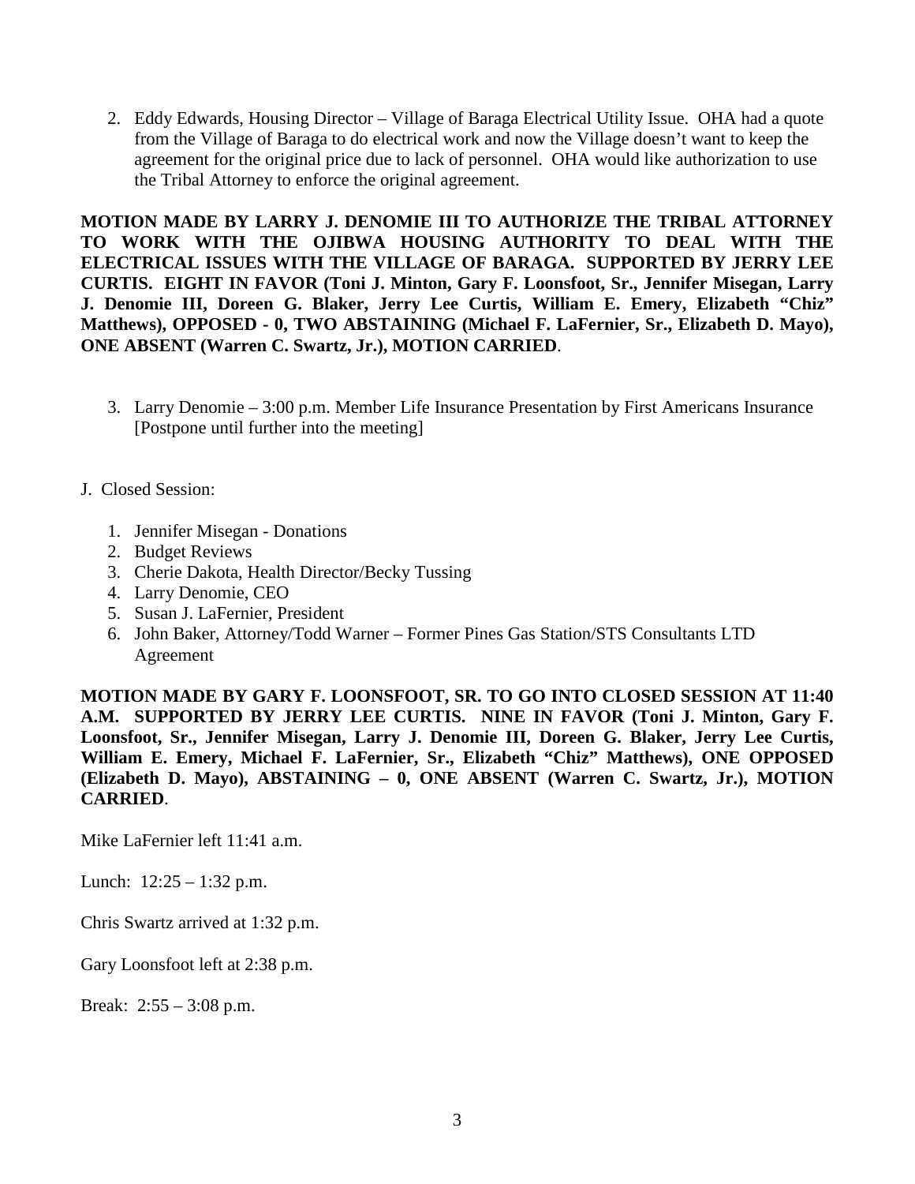2. Eddy Edwards, Housing Director – Village of Baraga Electrical Utility Issue. OHA had a quote from the Village of Baraga to do electrical work and now the Village doesn't want to keep the agreement for the original price due to lack of personnel. OHA would like authorization to use the Tribal Attorney to enforce the original agreement.

**MOTION MADE BY LARRY J. DENOMIE III TO AUTHORIZE THE TRIBAL ATTORNEY TO WORK WITH THE OJIBWA HOUSING AUTHORITY TO DEAL WITH THE ELECTRICAL ISSUES WITH THE VILLAGE OF BARAGA. SUPPORTED BY JERRY LEE CURTIS. EIGHT IN FAVOR (Toni J. Minton, Gary F. Loonsfoot, Sr., Jennifer Misegan, Larry J. Denomie III, Doreen G. Blaker, Jerry Lee Curtis, William E. Emery, Elizabeth "Chiz" Matthews), OPPOSED - 0, TWO ABSTAINING (Michael F. LaFernier, Sr., Elizabeth D. Mayo), ONE ABSENT (Warren C. Swartz, Jr.), MOTION CARRIED**.

3. Larry Denomie – 3:00 p.m. Member Life Insurance Presentation by First Americans Insurance [Postpone until further into the meeting]

J. Closed Session:

1. Jennifer Misegan - Donations
2. Budget Reviews
3. Cherie Dakota, Health Director/Becky Tussing
4. Larry Denomie, CEO
5. Susan J. LaFernier, President
6. John Baker, Attorney/Todd Warner – Former Pines Gas Station/STS Consultants LTD Agreement

**MOTION MADE BY GARY F. LOONSFOOT, SR. TO GO INTO CLOSED SESSION AT 11:40 A.M. SUPPORTED BY JERRY LEE CURTIS. NINE IN FAVOR (Toni J. Minton, Gary F. Loonsfoot, Sr., Jennifer Misegan, Larry J. Denomie III, Doreen G. Blaker, Jerry Lee Curtis, William E. Emery, Michael F. LaFernier, Sr., Elizabeth "Chiz" Matthews), ONE OPPOSED (Elizabeth D. Mayo), ABSTAINING – 0, ONE ABSENT (Warren C. Swartz, Jr.), MOTION CARRIED**.

Mike LaFernier left 11:41 a.m.

Lunch: 12:25 – 1:32 p.m.

Chris Swartz arrived at 1:32 p.m.

Gary Loonsfoot left at 2:38 p.m.

Break: 2:55 – 3:08 p.m.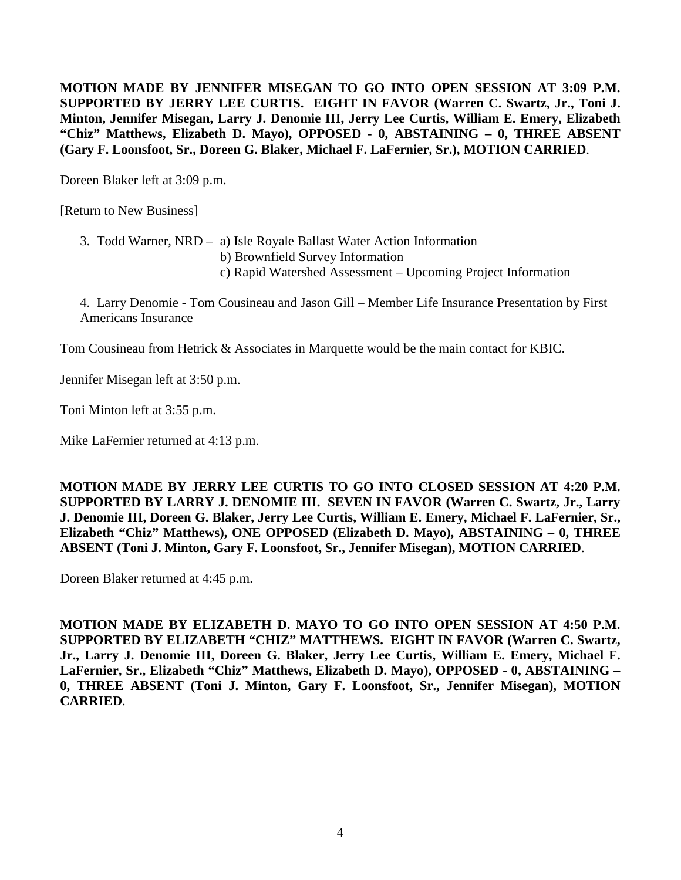**MOTION MADE BY JENNIFER MISEGAN TO GO INTO OPEN SESSION AT 3:09 P.M. SUPPORTED BY JERRY LEE CURTIS. EIGHT IN FAVOR (Warren C. Swartz, Jr., Toni J. Minton, Jennifer Misegan, Larry J. Denomie III, Jerry Lee Curtis, William E. Emery, Elizabeth "Chiz" Matthews, Elizabeth D. Mayo), OPPOSED - 0, ABSTAINING – 0, THREE ABSENT (Gary F. Loonsfoot, Sr., Doreen G. Blaker, Michael F. LaFernier, Sr.), MOTION CARRIED**.

Doreen Blaker left at 3:09 p.m.

[Return to New Business]

3. Todd Warner, NRD – a) Isle Royale Ballast Water Action Information
   b) Brownfield Survey Information
   c) Rapid Watershed Assessment – Upcoming Project Information

4. Larry Denomie - Tom Cousineau and Jason Gill – Member Life Insurance Presentation by First Americans Insurance

Tom Cousineau from Hetrick & Associates in Marquette would be the main contact for KBIC.

Jennifer Misegan left at 3:50 p.m.

Toni Minton left at 3:55 p.m.

Mike LaFernier returned at 4:13 p.m.

**MOTION MADE BY JERRY LEE CURTIS TO GO INTO CLOSED SESSION AT 4:20 P.M. SUPPORTED BY LARRY J. DENOMIE III. SEVEN IN FAVOR (Warren C. Swartz, Jr., Larry J. Denomie III, Doreen G. Blaker, Jerry Lee Curtis, William E. Emery, Michael F. LaFernier, Sr., Elizabeth "Chiz" Matthews), ONE OPPOSED (Elizabeth D. Mayo), ABSTAINING – 0, THREE ABSENT (Toni J. Minton, Gary F. Loonsfoot, Sr., Jennifer Misegan), MOTION CARRIED**.

Doreen Blaker returned at 4:45 p.m.

**MOTION MADE BY ELIZABETH D. MAYO TO GO INTO OPEN SESSION AT 4:50 P.M. SUPPORTED BY ELIZABETH "CHIZ" MATTHEWS. EIGHT IN FAVOR (Warren C. Swartz, Jr., Larry J. Denomie III, Doreen G. Blaker, Jerry Lee Curtis, William E. Emery, Michael F. LaFernier, Sr., Elizabeth "Chiz" Matthews, Elizabeth D. Mayo), OPPOSED - 0, ABSTAINING – 0, THREE ABSENT (Toni J. Minton, Gary F. Loonsfoot, Sr., Jennifer Misegan), MOTION CARRIED**.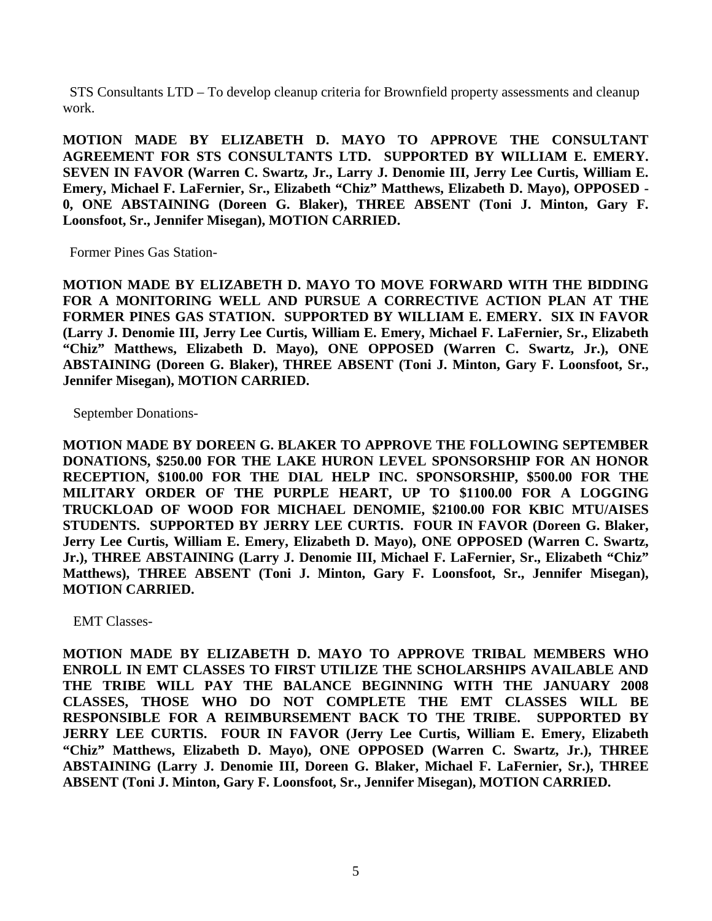STS Consultants LTD – To develop cleanup criteria for Brownfield property assessments and cleanup work.

**MOTION MADE BY ELIZABETH D. MAYO TO APPROVE THE CONSULTANT AGREEMENT FOR STS CONSULTANTS LTD. SUPPORTED BY WILLIAM E. EMERY. SEVEN IN FAVOR (Warren C. Swartz, Jr., Larry J. Denomie III, Jerry Lee Curtis, William E. Emery, Michael F. LaFernier, Sr., Elizabeth "Chiz" Matthews, Elizabeth D. Mayo), OPPOSED - 0, ONE ABSTAINING (Doreen G. Blaker), THREE ABSENT (Toni J. Minton, Gary F. Loonsfoot, Sr., Jennifer Misegan), MOTION CARRIED.**

Former Pines Gas Station-

**MOTION MADE BY ELIZABETH D. MAYO TO MOVE FORWARD WITH THE BIDDING FOR A MONITORING WELL AND PURSUE A CORRECTIVE ACTION PLAN AT THE FORMER PINES GAS STATION. SUPPORTED BY WILLIAM E. EMERY. SIX IN FAVOR (Larry J. Denomie III, Jerry Lee Curtis, William E. Emery, Michael F. LaFernier, Sr., Elizabeth "Chiz" Matthews, Elizabeth D. Mayo), ONE OPPOSED (Warren C. Swartz, Jr.), ONE ABSTAINING (Doreen G. Blaker), THREE ABSENT (Toni J. Minton, Gary F. Loonsfoot, Sr., Jennifer Misegan), MOTION CARRIED.**

September Donations-

**MOTION MADE BY DOREEN G. BLAKER TO APPROVE THE FOLLOWING SEPTEMBER DONATIONS, $250.00 FOR THE LAKE HURON LEVEL SPONSORSHIP FOR AN HONOR RECEPTION, $100.00 FOR THE DIAL HELP INC. SPONSORSHIP, $500.00 FOR THE MILITARY ORDER OF THE PURPLE HEART, UP TO $1100.00 FOR A LOGGING TRUCKLOAD OF WOOD FOR MICHAEL DENOMIE, $2100.00 FOR KBIC MTU/AISES STUDENTS. SUPPORTED BY JERRY LEE CURTIS. FOUR IN FAVOR (Doreen G. Blaker, Jerry Lee Curtis, William E. Emery, Elizabeth D. Mayo), ONE OPPOSED (Warren C. Swartz, Jr.), THREE ABSTAINING (Larry J. Denomie III, Michael F. LaFernier, Sr., Elizabeth "Chiz" Matthews), THREE ABSENT (Toni J. Minton, Gary F. Loonsfoot, Sr., Jennifer Misegan), MOTION CARRIED.**

EMT Classes-

**MOTION MADE BY ELIZABETH D. MAYO TO APPROVE TRIBAL MEMBERS WHO ENROLL IN EMT CLASSES TO FIRST UTILIZE THE SCHOLARSHIPS AVAILABLE AND THE TRIBE WILL PAY THE BALANCE BEGINNING WITH THE JANUARY 2008 CLASSES, THOSE WHO DO NOT COMPLETE THE EMT CLASSES WILL BE RESPONSIBLE FOR A REIMBURSEMENT BACK TO THE TRIBE. SUPPORTED BY JERRY LEE CURTIS. FOUR IN FAVOR (Jerry Lee Curtis, William E. Emery, Elizabeth "Chiz" Matthews, Elizabeth D. Mayo), ONE OPPOSED (Warren C. Swartz, Jr.), THREE ABSTAINING (Larry J. Denomie III, Doreen G. Blaker, Michael F. LaFernier, Sr.), THREE ABSENT (Toni J. Minton, Gary F. Loonsfoot, Sr., Jennifer Misegan), MOTION CARRIED.**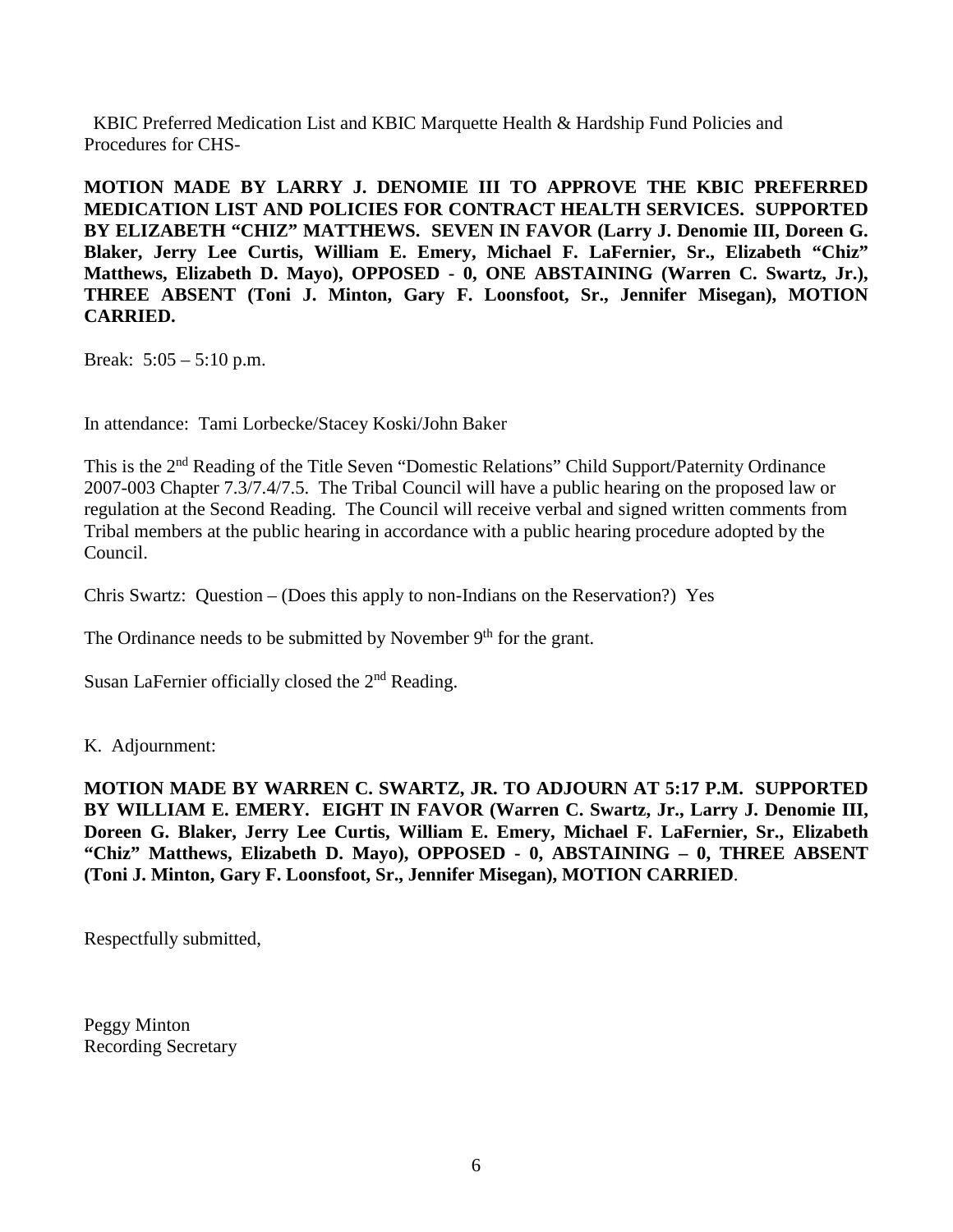KBIC Preferred Medication List and KBIC Marquette Health & Hardship Fund Policies and Procedures for CHS-

**MOTION MADE BY LARRY J. DENOMIE III TO APPROVE THE KBIC PREFERRED MEDICATION LIST AND POLICIES FOR CONTRACT HEALTH SERVICES. SUPPORTED BY ELIZABETH "CHIZ" MATTHEWS. SEVEN IN FAVOR (Larry J. Denomie III, Doreen G. Blaker, Jerry Lee Curtis, William E. Emery, Michael F. LaFernier, Sr., Elizabeth "Chiz" Matthews, Elizabeth D. Mayo), OPPOSED - 0, ONE ABSTAINING (Warren C. Swartz, Jr.), THREE ABSENT (Toni J. Minton, Gary F. Loonsfoot, Sr., Jennifer Misegan), MOTION CARRIED.**

Break: 5:05 – 5:10 p.m.

In attendance: Tami Lorbecke/Stacey Koski/John Baker

This is the 2nd Reading of the Title Seven "Domestic Relations" Child Support/Paternity Ordinance 2007-003 Chapter 7.3/7.4/7.5. The Tribal Council will have a public hearing on the proposed law or regulation at the Second Reading. The Council will receive verbal and signed written comments from Tribal members at the public hearing in accordance with a public hearing procedure adopted by the Council.

Chris Swartz: Question – (Does this apply to non-Indians on the Reservation?) Yes

The Ordinance needs to be submitted by November 9th for the grant.

Susan LaFernier officially closed the 2nd Reading.

K. Adjournment:

**MOTION MADE BY WARREN C. SWARTZ, JR. TO ADJOURN AT 5:17 P.M. SUPPORTED BY WILLIAM E. EMERY. EIGHT IN FAVOR (Warren C. Swartz, Jr., Larry J. Denomie III, Doreen G. Blaker, Jerry Lee Curtis, William E. Emery, Michael F. LaFernier, Sr., Elizabeth "Chiz" Matthews, Elizabeth D. Mayo), OPPOSED - 0, ABSTAINING – 0, THREE ABSENT (Toni J. Minton, Gary F. Loonsfoot, Sr., Jennifer Misegan), MOTION CARRIED**.

Respectfully submitted,

Peggy Minton
Recording Secretary